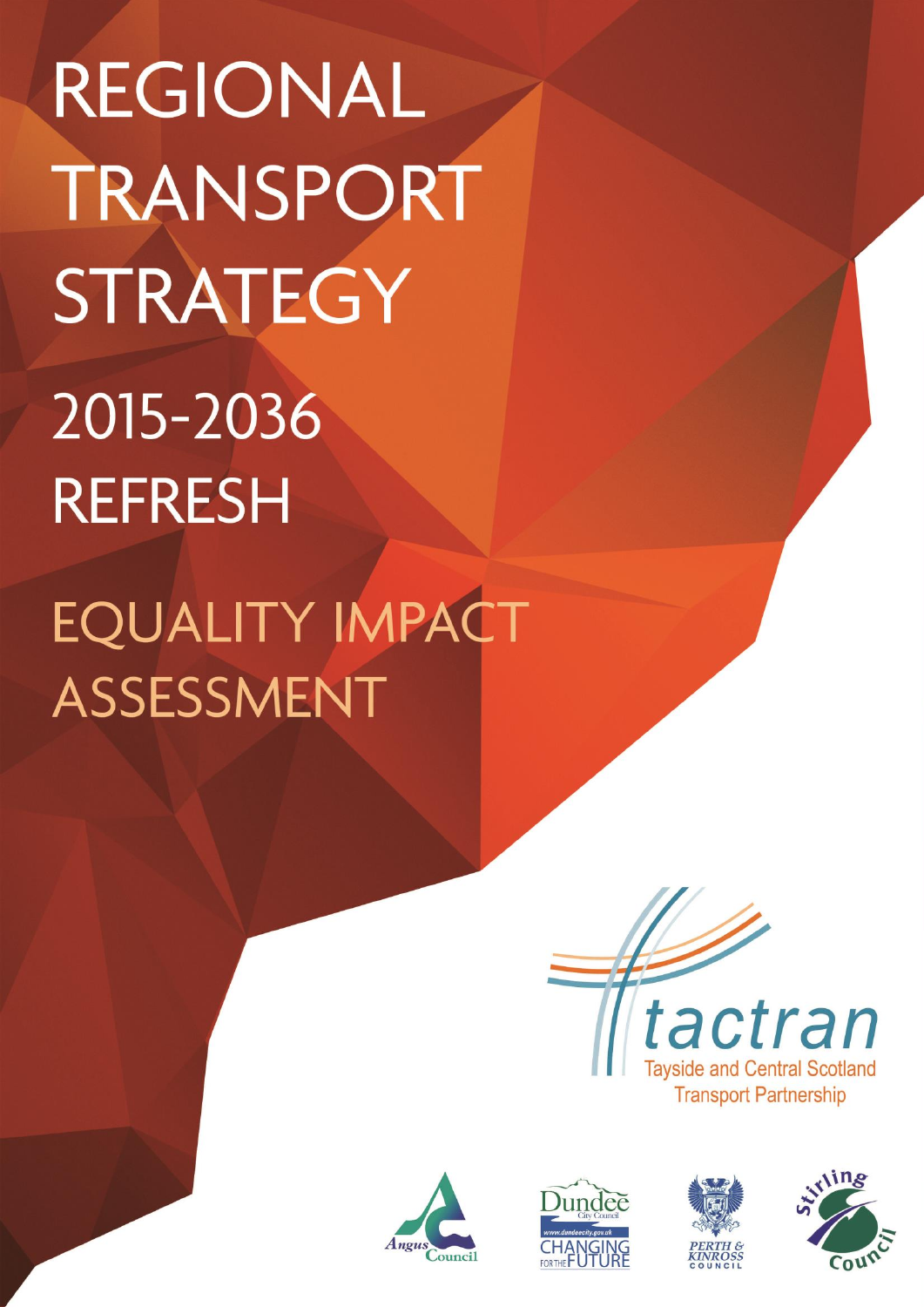# REGIONAL TRANSPORT STRATEGY

# 2015-2036 REFRESH

# EQUALITY IMPACT ASSESSMENT

tactran

Tayside and Central Scotland Transport Partnership

Angus Council

Dundee City Council

www.dundeecity.gov.uk

CHANGING FOR THE FUTURE

PERTH & KINROSS COUNCIL

Stirling Council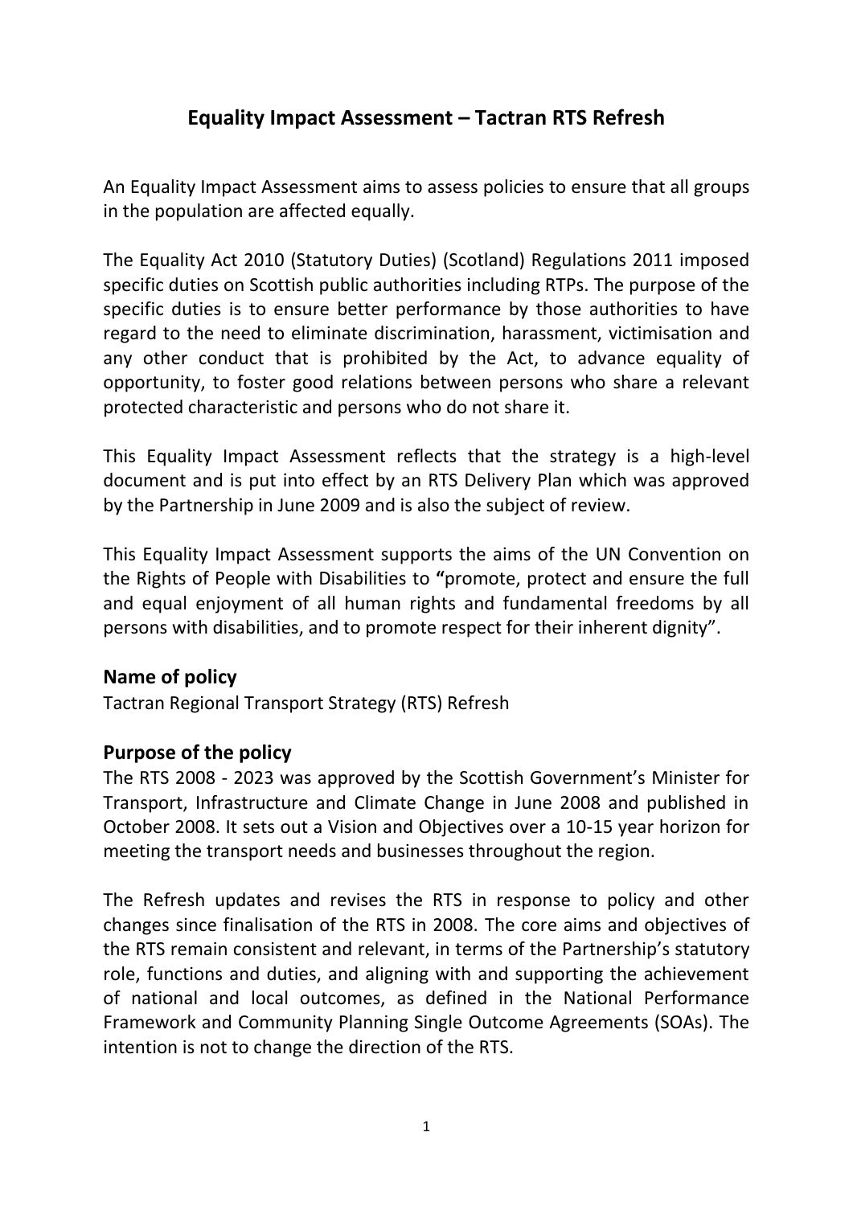# Equality Impact Assessment – Tactran RTS Refresh

An Equality Impact Assessment aims to assess policies to ensure that all groups in the population are affected equally.

The Equality Act 2010 (Statutory Duties) (Scotland) Regulations 2011 imposed specific duties on Scottish public authorities including RTPs. The purpose of the specific duties is to ensure better performance by those authorities to have regard to the need to eliminate discrimination, harassment, victimisation and any other conduct that is prohibited by the Act, to advance equality of opportunity, to foster good relations between persons who share a relevant protected characteristic and persons who do not share it.

This Equality Impact Assessment reflects that the strategy is a high-level document and is put into effect by an RTS Delivery Plan which was approved by the Partnership in June 2009 and is also the subject of review.

This Equality Impact Assessment supports the aims of the UN Convention on the Rights of People with Disabilities to **"**promote, protect and ensure the full and equal enjoyment of all human rights and fundamental freedoms by all persons with disabilities, and to promote respect for their inherent dignity".

## Name of policy

Tactran Regional Transport Strategy (RTS) Refresh

## Purpose of the policy

The RTS 2008 - 2023 was approved by the Scottish Government's Minister for Transport, Infrastructure and Climate Change in June 2008 and published in October 2008. It sets out a Vision and Objectives over a 10-15 year horizon for meeting the transport needs and businesses throughout the region.

The Refresh updates and revises the RTS in response to policy and other changes since finalisation of the RTS in 2008. The core aims and objectives of the RTS remain consistent and relevant, in terms of the Partnership's statutory role, functions and duties, and aligning with and supporting the achievement of national and local outcomes, as defined in the National Performance Framework and Community Planning Single Outcome Agreements (SOAs). The intention is not to change the direction of the RTS.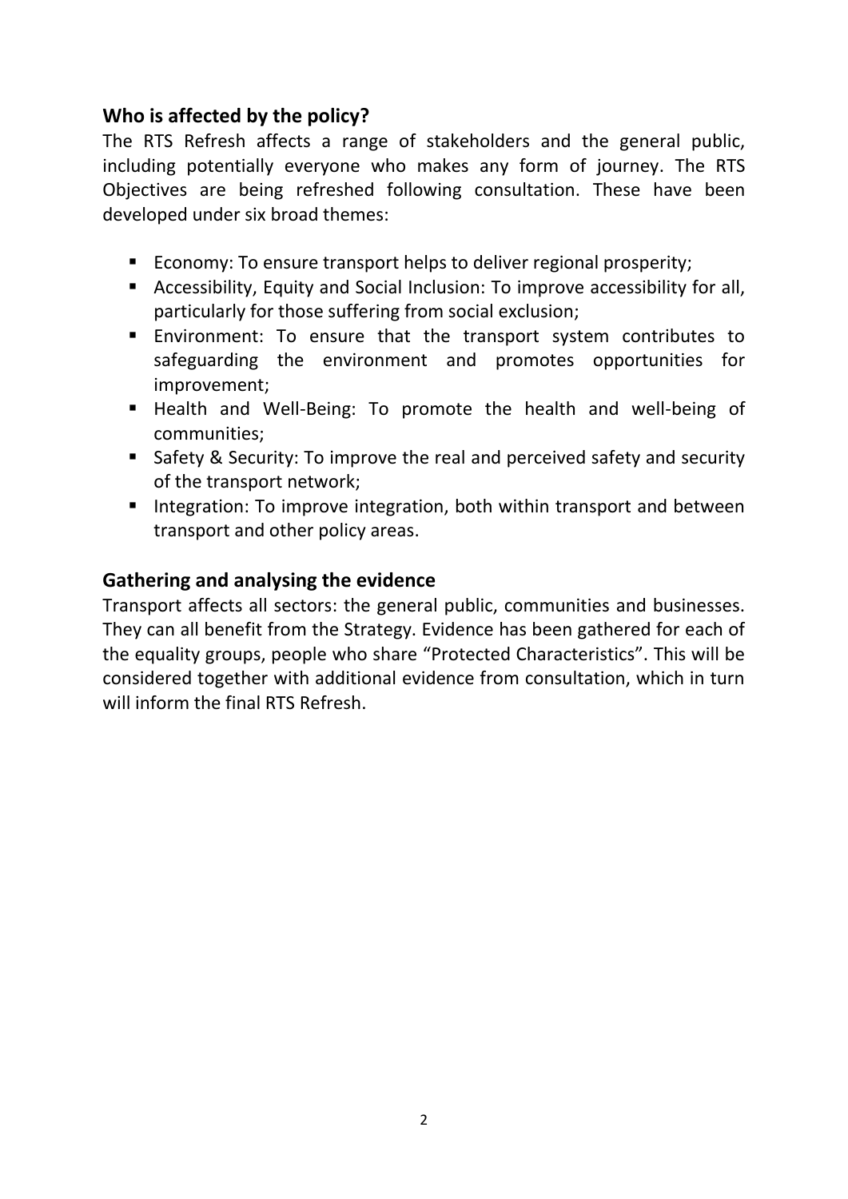## Who is affected by the policy?

The RTS Refresh affects a range of stakeholders and the general public, including potentially everyone who makes any form of journey. The RTS Objectives are being refreshed following consultation. These have been developed under six broad themes:

- Economy: To ensure transport helps to deliver regional prosperity;
- Accessibility, Equity and Social Inclusion: To improve accessibility for all, particularly for those suffering from social exclusion;
- Environment: To ensure that the transport system contributes to safeguarding the environment and promotes opportunities for improvement;
- Health and Well-Being: To promote the health and well-being of communities;
- Safety & Security: To improve the real and perceived safety and security of the transport network;
- Integration: To improve integration, both within transport and between transport and other policy areas.

## Gathering and analysing the evidence

Transport affects all sectors: the general public, communities and businesses. They can all benefit from the Strategy. Evidence has been gathered for each of the equality groups, people who share "Protected Characteristics". This will be considered together with additional evidence from consultation, which in turn will inform the final RTS Refresh.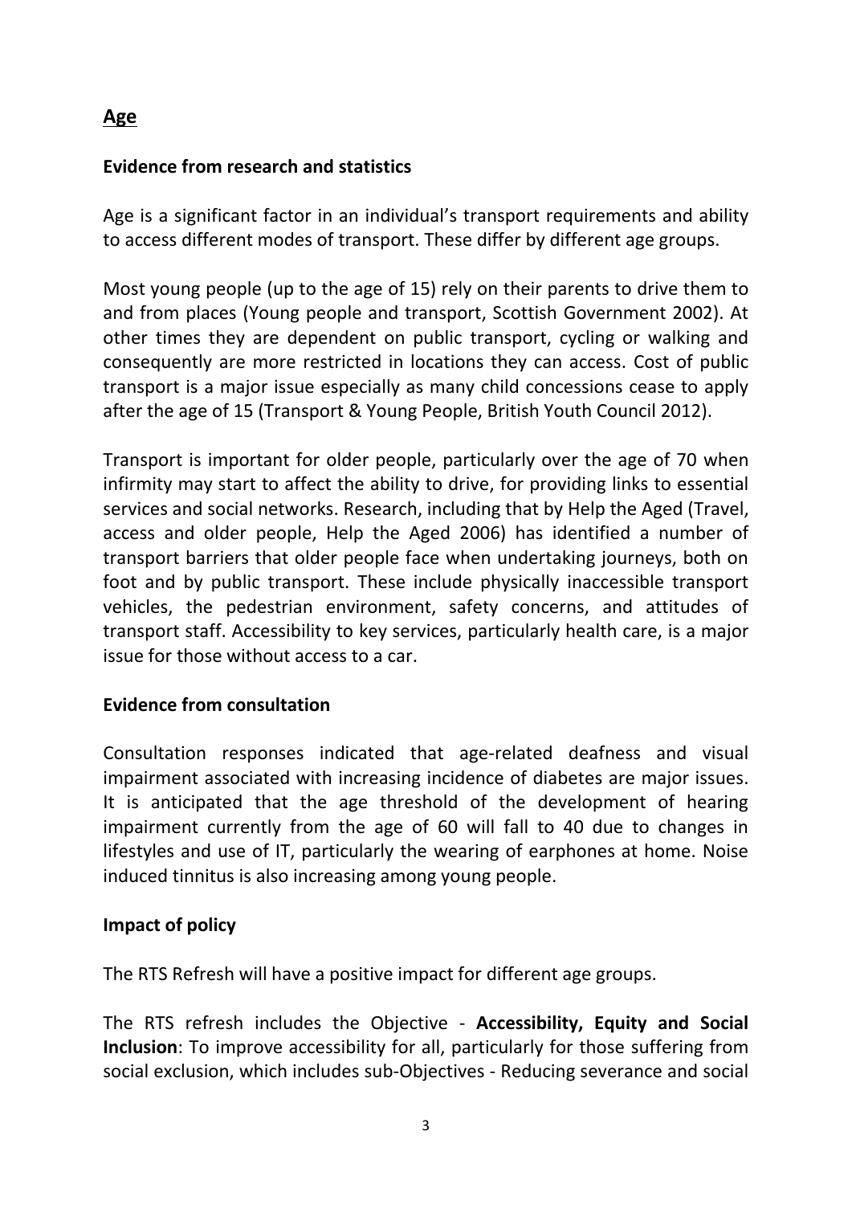## Age

### Evidence from research and statistics

Age is a significant factor in an individual's transport requirements and ability to access different modes of transport. These differ by different age groups.

Most young people (up to the age of 15) rely on their parents to drive them to and from places (Young people and transport, Scottish Government 2002). At other times they are dependent on public transport, cycling or walking and consequently are more restricted in locations they can access. Cost of public transport is a major issue especially as many child concessions cease to apply after the age of 15 (Transport & Young People, British Youth Council 2012).

Transport is important for older people, particularly over the age of 70 when infirmity may start to affect the ability to drive, for providing links to essential services and social networks. Research, including that by Help the Aged (Travel, access and older people, Help the Aged 2006) has identified a number of transport barriers that older people face when undertaking journeys, both on foot and by public transport. These include physically inaccessible transport vehicles, the pedestrian environment, safety concerns, and attitudes of transport staff. Accessibility to key services, particularly health care, is a major issue for those without access to a car.

### Evidence from consultation

Consultation responses indicated that age-related deafness and visual impairment associated with increasing incidence of diabetes are major issues. It is anticipated that the age threshold of the development of hearing impairment currently from the age of 60 will fall to 40 due to changes in lifestyles and use of IT, particularly the wearing of earphones at home. Noise induced tinnitus is also increasing among young people.

### Impact of policy

The RTS Refresh will have a positive impact for different age groups.

The RTS refresh includes the Objective - **Accessibility, Equity and Social Inclusion**: To improve accessibility for all, particularly for those suffering from social exclusion, which includes sub-Objectives - Reducing severance and social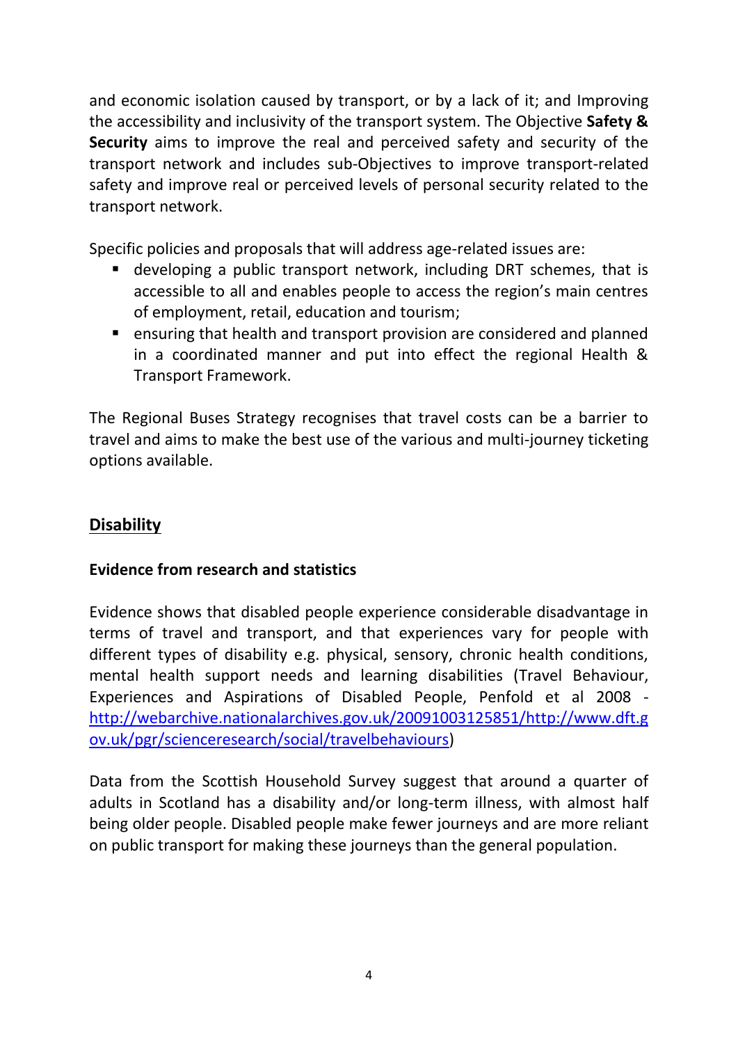and economic isolation caused by transport, or by a lack of it; and Improving the accessibility and inclusivity of the transport system. The Objective **Safety & Security** aims to improve the real and perceived safety and security of the transport network and includes sub-Objectives to improve transport-related safety and improve real or perceived levels of personal security related to the transport network.

Specific policies and proposals that will address age-related issues are:

- developing a public transport network, including DRT schemes, that is accessible to all and enables people to access the region's main centres of employment, retail, education and tourism;
- ensuring that health and transport provision are considered and planned in a coordinated manner and put into effect the regional Health & Transport Framework.

The Regional Buses Strategy recognises that travel costs can be a barrier to travel and aims to make the best use of the various and multi-journey ticketing options available.

## Disability

### Evidence from research and statistics

Evidence shows that disabled people experience considerable disadvantage in terms of travel and transport, and that experiences vary for people with different types of disability e.g. physical, sensory, chronic health conditions, mental health support needs and learning disabilities (Travel Behaviour, Experiences and Aspirations of Disabled People, Penfold et al 2008 - [http://webarchive.nationalarchives.gov.uk/20091003125851/http://www.dft.gov.uk/pgr/scienceresearch/social/travelbehaviours](http://webarchive.nationalarchives.gov.uk/20091003125851/http://www.dft.gov.uk/pgr/scienceresearch/social/travelbehaviours))

Data from the Scottish Household Survey suggest that around a quarter of adults in Scotland has a disability and/or long-term illness, with almost half being older people. Disabled people make fewer journeys and are more reliant on public transport for making these journeys than the general population.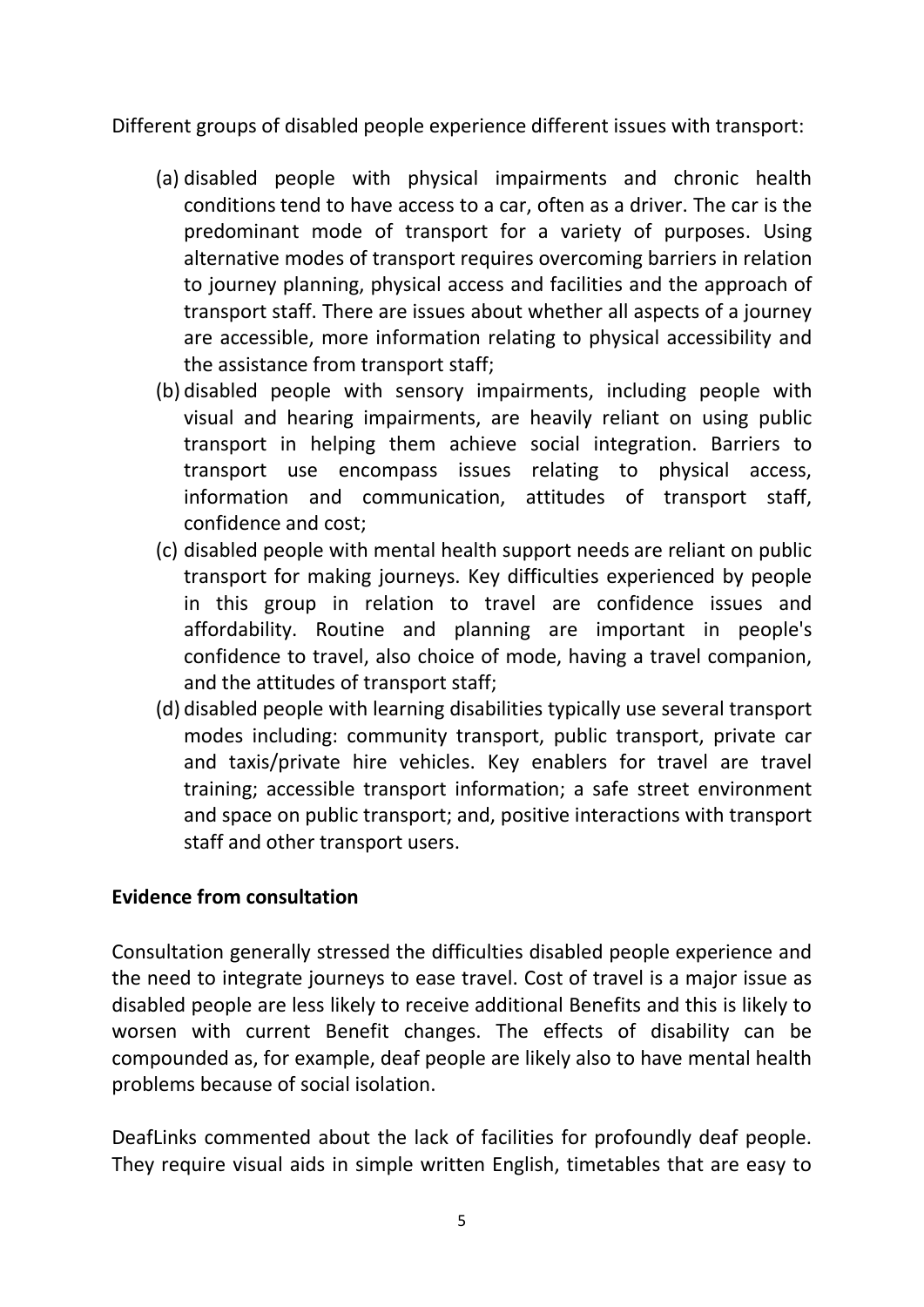Different groups of disabled people experience different issues with transport:

(a) disabled people with physical impairments and chronic health conditions tend to have access to a car, often as a driver. The car is the predominant mode of transport for a variety of purposes. Using alternative modes of transport requires overcoming barriers in relation to journey planning, physical access and facilities and the approach of transport staff. There are issues about whether all aspects of a journey are accessible, more information relating to physical accessibility and the assistance from transport staff;

(b) disabled people with sensory impairments, including people with visual and hearing impairments, are heavily reliant on using public transport in helping them achieve social integration. Barriers to transport use encompass issues relating to physical access, information and communication, attitudes of transport staff, confidence and cost;

(c) disabled people with mental health support needs are reliant on public transport for making journeys. Key difficulties experienced by people in this group in relation to travel are confidence issues and affordability. Routine and planning are important in people's confidence to travel, also choice of mode, having a travel companion, and the attitudes of transport staff;

(d) disabled people with learning disabilities typically use several transport modes including: community transport, public transport, private car and taxis/private hire vehicles. Key enablers for travel are travel training; accessible transport information; a safe street environment and space on public transport; and, positive interactions with transport staff and other transport users.

**Evidence from consultation**

Consultation generally stressed the difficulties disabled people experience and the need to integrate journeys to ease travel. Cost of travel is a major issue as disabled people are less likely to receive additional Benefits and this is likely to worsen with current Benefit changes. The effects of disability can be compounded as, for example, deaf people are likely also to have mental health problems because of social isolation.

DeafLinks commented about the lack of facilities for profoundly deaf people. They require visual aids in simple written English, timetables that are easy to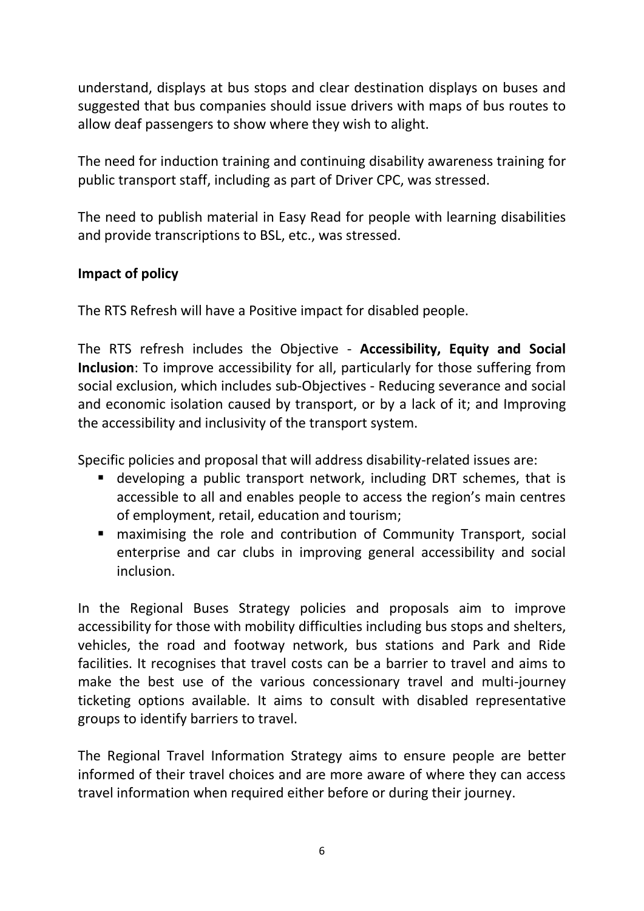understand, displays at bus stops and clear destination displays on buses and suggested that bus companies should issue drivers with maps of bus routes to allow deaf passengers to show where they wish to alight.

The need for induction training and continuing disability awareness training for public transport staff, including as part of Driver CPC, was stressed.

The need to publish material in Easy Read for people with learning disabilities and provide transcriptions to BSL, etc., was stressed.

**Impact of policy**

The RTS Refresh will have a Positive impact for disabled people.

The RTS refresh includes the Objective - **Accessibility, Equity and Social Inclusion**: To improve accessibility for all, particularly for those suffering from social exclusion, which includes sub-Objectives - Reducing severance and social and economic isolation caused by transport, or by a lack of it; and Improving the accessibility and inclusivity of the transport system.

Specific policies and proposal that will address disability-related issues are:

- developing a public transport network, including DRT schemes, that is accessible to all and enables people to access the region's main centres of employment, retail, education and tourism;
- maximising the role and contribution of Community Transport, social enterprise and car clubs in improving general accessibility and social inclusion.

In the Regional Buses Strategy policies and proposals aim to improve accessibility for those with mobility difficulties including bus stops and shelters, vehicles, the road and footway network, bus stations and Park and Ride facilities. It recognises that travel costs can be a barrier to travel and aims to make the best use of the various concessionary travel and multi-journey ticketing options available. It aims to consult with disabled representative groups to identify barriers to travel.

The Regional Travel Information Strategy aims to ensure people are better informed of their travel choices and are more aware of where they can access travel information when required either before or during their journey.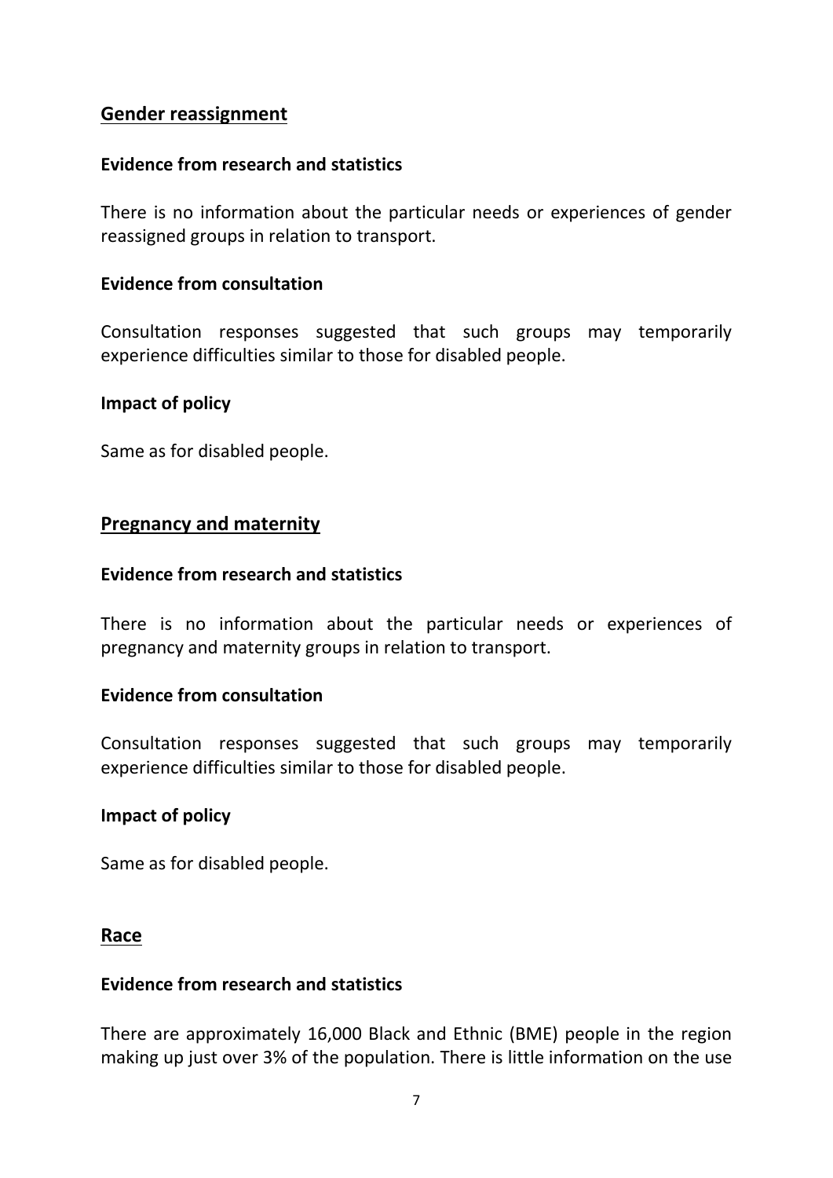## Gender reassignment

### Evidence from research and statistics

There is no information about the particular needs or experiences of gender reassigned groups in relation to transport.

### Evidence from consultation

Consultation responses suggested that such groups may temporarily experience difficulties similar to those for disabled people.

### Impact of policy

Same as for disabled people.

## Pregnancy and maternity

### Evidence from research and statistics

There is no information about the particular needs or experiences of pregnancy and maternity groups in relation to transport.

### Evidence from consultation

Consultation responses suggested that such groups may temporarily experience difficulties similar to those for disabled people.

### Impact of policy

Same as for disabled people.

## Race

### Evidence from research and statistics

There are approximately 16,000 Black and Ethnic (BME) people in the region making up just over 3% of the population. There is little information on the use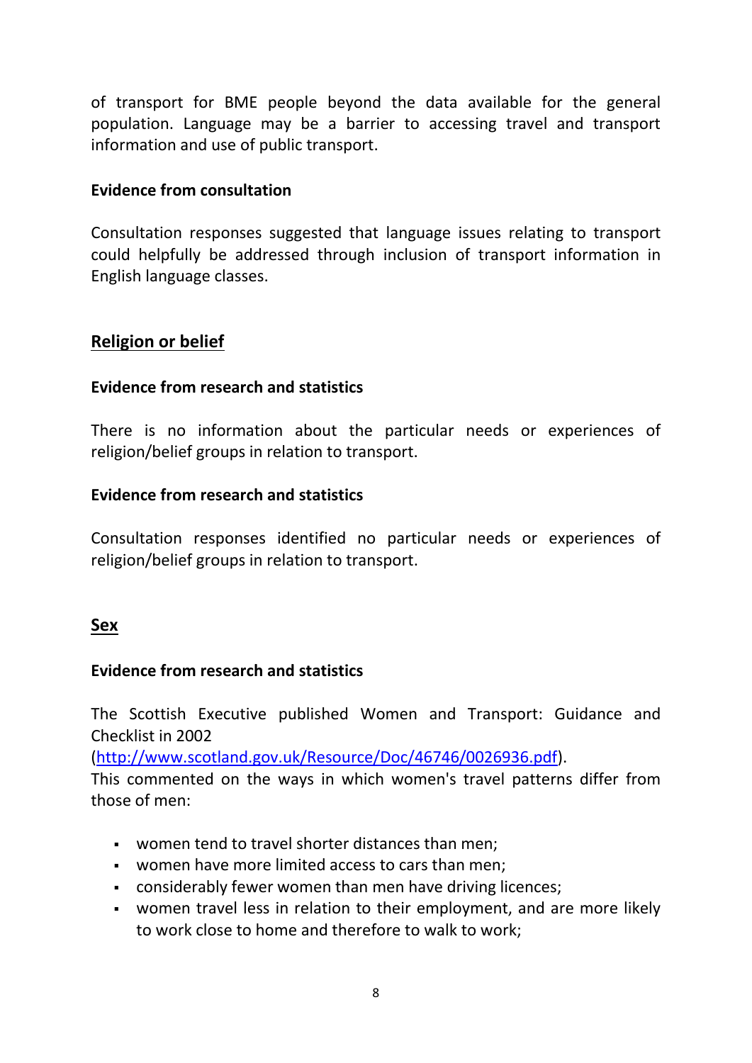of transport for BME people beyond the data available for the general population. Language may be a barrier to accessing travel and transport information and use of public transport.

**Evidence from consultation**

Consultation responses suggested that language issues relating to transport could helpfully be addressed through inclusion of transport information in English language classes.

## Religion or belief

**Evidence from research and statistics**

There is no information about the particular needs or experiences of religion/belief groups in relation to transport.

**Evidence from research and statistics**

Consultation responses identified no particular needs or experiences of religion/belief groups in relation to transport.

## Sex

**Evidence from research and statistics**

The Scottish Executive published Women and Transport: Guidance and Checklist in 2002 ([http://www.scotland.gov.uk/Resource/Doc/46746/0026936.pdf](http://www.scotland.gov.uk/Resource/Doc/46746/0026936.pdf)).
This commented on the ways in which women's travel patterns differ from those of men:

- women tend to travel shorter distances than men;
- women have more limited access to cars than men;
- considerably fewer women than men have driving licences;
- women travel less in relation to their employment, and are more likely to work close to home and therefore to walk to work;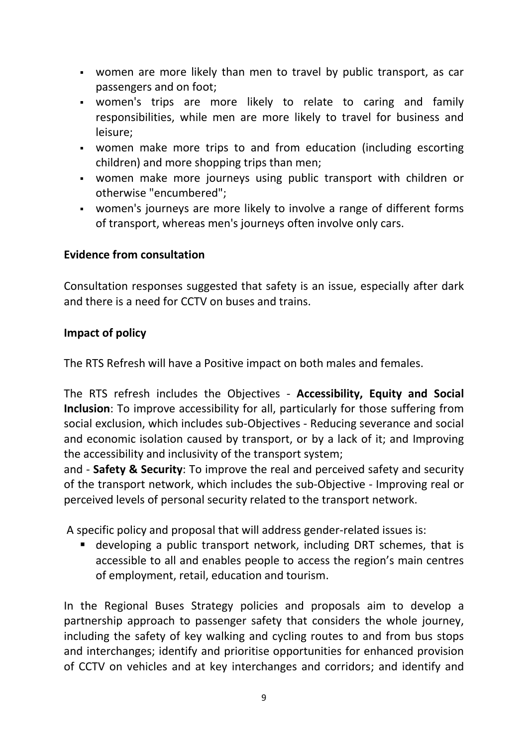- women are more likely than men to travel by public transport, as car passengers and on foot;
- women's trips are more likely to relate to caring and family responsibilities, while men are more likely to travel for business and leisure;
- women make more trips to and from education (including escorting children) and more shopping trips than men;
- women make more journeys using public transport with children or otherwise "encumbered";
- women's journeys are more likely to involve a range of different forms of transport, whereas men's journeys often involve only cars.

**Evidence from consultation**

Consultation responses suggested that safety is an issue, especially after dark and there is a need for CCTV on buses and trains.

**Impact of policy**

The RTS Refresh will have a Positive impact on both males and females.

The RTS refresh includes the Objectives - **Accessibility, Equity and Social Inclusion**: To improve accessibility for all, particularly for those suffering from social exclusion, which includes sub-Objectives - Reducing severance and social and economic isolation caused by transport, or by a lack of it; and Improving the accessibility and inclusivity of the transport system;
and - **Safety & Security**: To improve the real and perceived safety and security of the transport network, which includes the sub-Objective - Improving real or perceived levels of personal security related to the transport network.

A specific policy and proposal that will address gender-related issues is:

- developing a public transport network, including DRT schemes, that is accessible to all and enables people to access the region's main centres of employment, retail, education and tourism.

In the Regional Buses Strategy policies and proposals aim to develop a partnership approach to passenger safety that considers the whole journey, including the safety of key walking and cycling routes to and from bus stops and interchanges; identify and prioritise opportunities for enhanced provision of CCTV on vehicles and at key interchanges and corridors; and identify and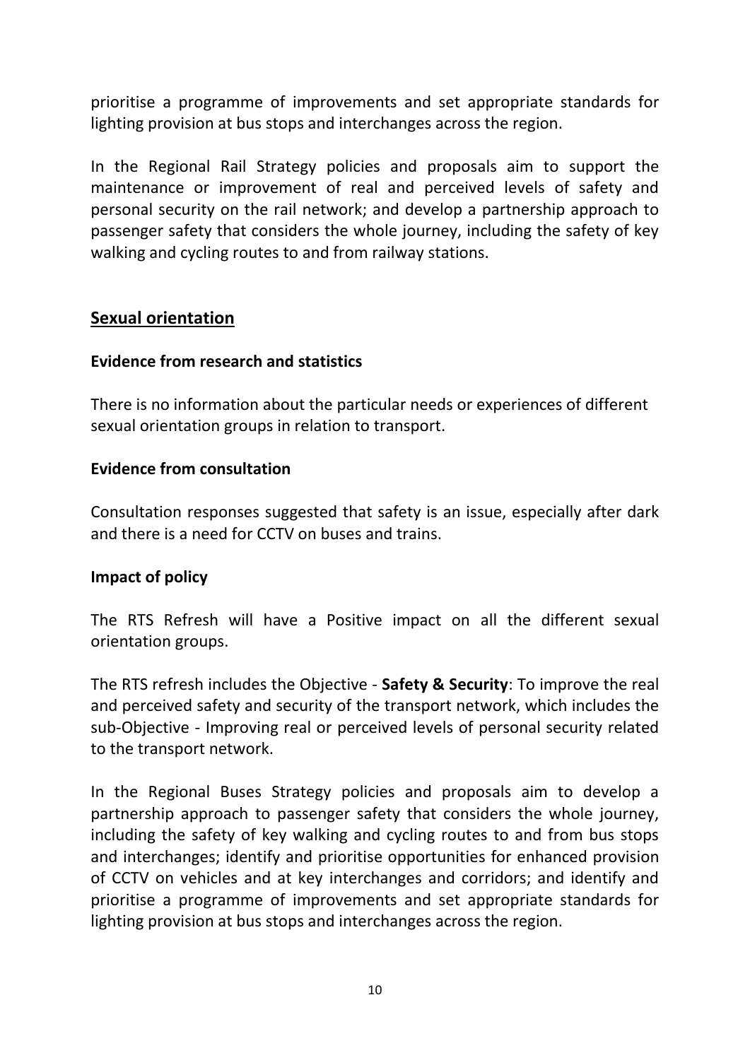prioritise a programme of improvements and set appropriate standards for lighting provision at bus stops and interchanges across the region.

In the Regional Rail Strategy policies and proposals aim to support the maintenance or improvement of real and perceived levels of safety and personal security on the rail network; and develop a partnership approach to passenger safety that considers the whole journey, including the safety of key walking and cycling routes to and from railway stations.

## Sexual orientation

### Evidence from research and statistics

There is no information about the particular needs or experiences of different sexual orientation groups in relation to transport.

### Evidence from consultation

Consultation responses suggested that safety is an issue, especially after dark and there is a need for CCTV on buses and trains.

### Impact of policy

The RTS Refresh will have a Positive impact on all the different sexual orientation groups.

The RTS refresh includes the Objective - **Safety & Security**: To improve the real and perceived safety and security of the transport network, which includes the sub-Objective - Improving real or perceived levels of personal security related to the transport network.

In the Regional Buses Strategy policies and proposals aim to develop a partnership approach to passenger safety that considers the whole journey, including the safety of key walking and cycling routes to and from bus stops and interchanges; identify and prioritise opportunities for enhanced provision of CCTV on vehicles and at key interchanges and corridors; and identify and prioritise a programme of improvements and set appropriate standards for lighting provision at bus stops and interchanges across the region.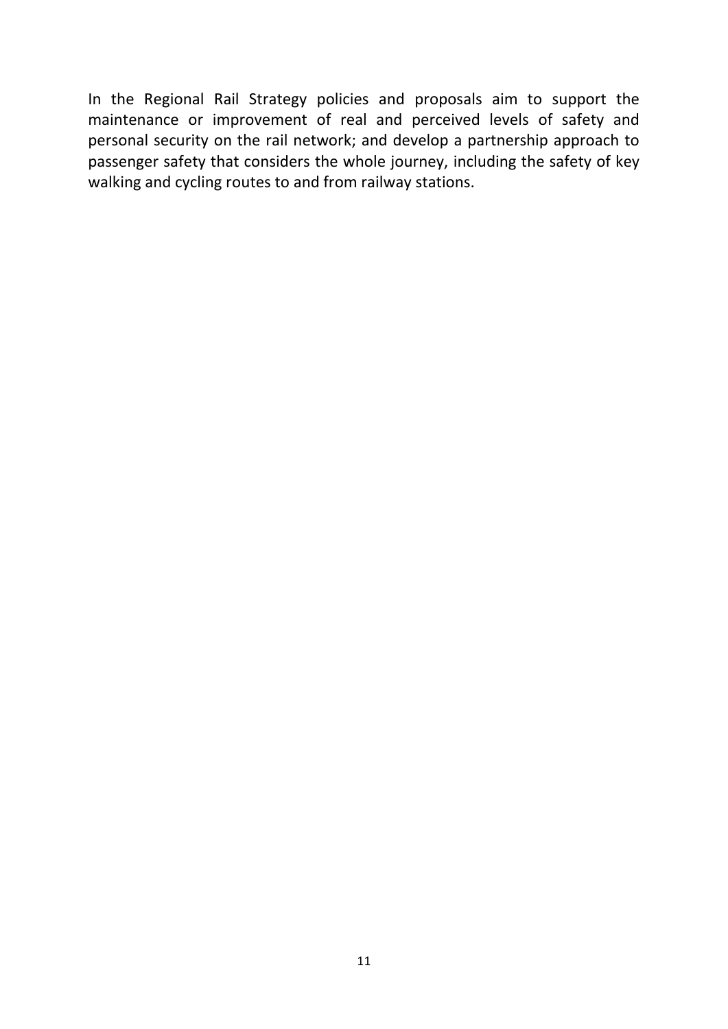In the Regional Rail Strategy policies and proposals aim to support the maintenance or improvement of real and perceived levels of safety and personal security on the rail network; and develop a partnership approach to passenger safety that considers the whole journey, including the safety of key walking and cycling routes to and from railway stations.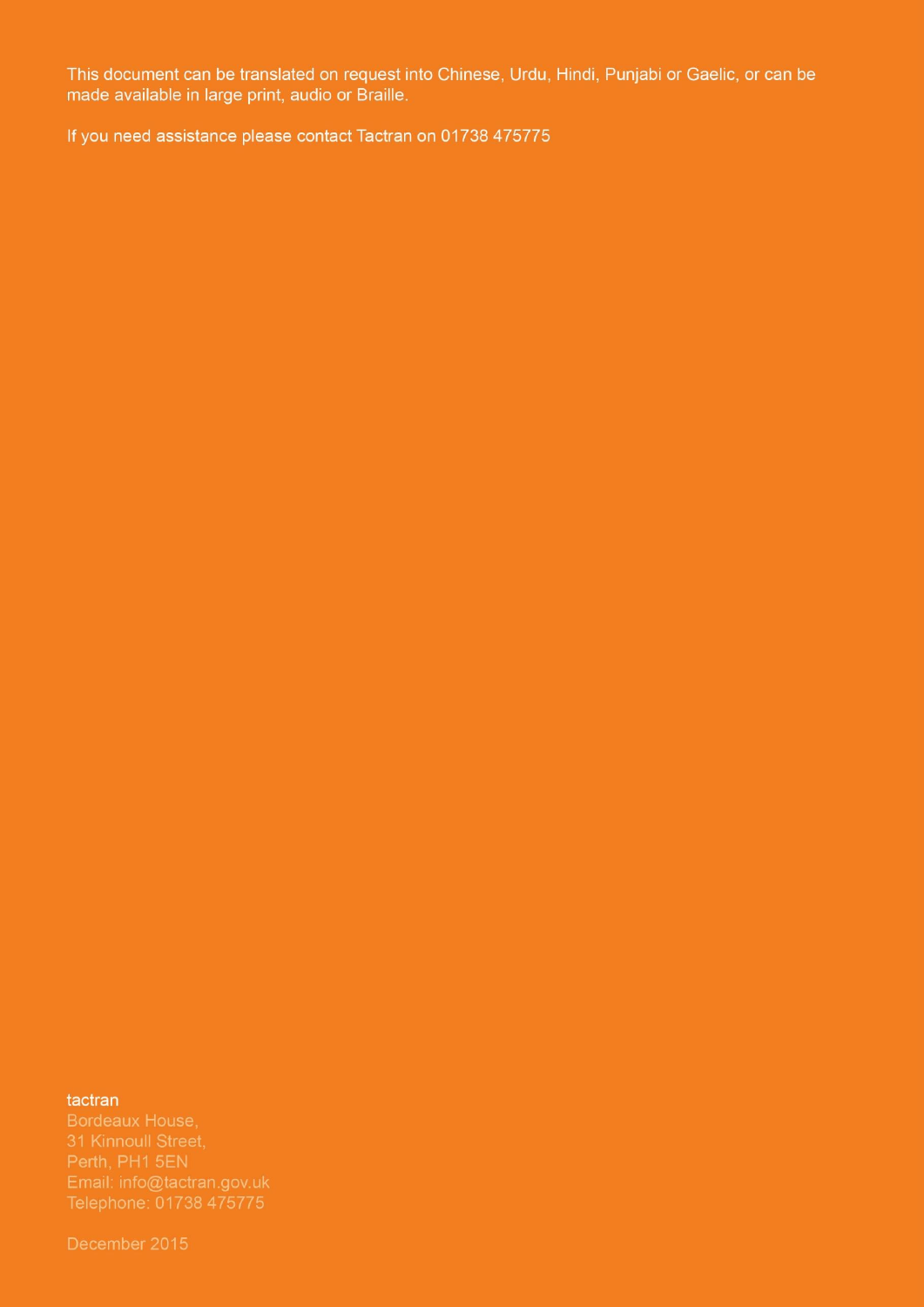This document can be translated on request into Chinese, Urdu, Hindi, Punjabi or Gaelic, or can be made available in large print, audio or Braille.

If you need assistance please contact Tactran on 01738 475775

tactran
Bordeaux House,
31 Kinnoull Street,
Perth, PH1 5EN
Email: info@tactran.gov.uk
Telephone: 01738 475775

December 2015